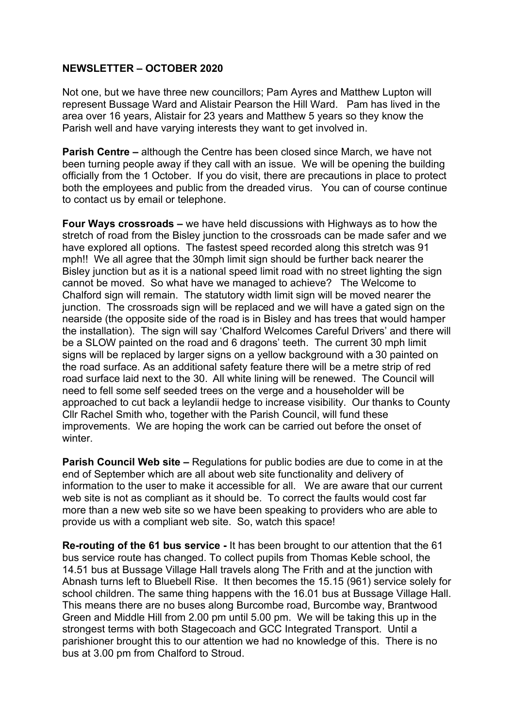**NEWSLETTER – OCTOBER 2020**

Not one, but we have three new councillors; Pam Ayres and Matthew Lupton will represent Bussage Ward and Alistair Pearson the Hill Ward. Pam has lived in the area over 16 years, Alistair for 23 years and Matthew 5 years so they know the Parish well and have varying interests they want to get involved in.

**Parish Centre –** although the Centre has been closed since March, we have not been turning people away if they call with an issue. We will be opening the building officially from the 1 October. If you do visit, there are precautions in place to protect both the employees and public from the dreaded virus. You can of course continue to contact us by email or telephone.

**Four Ways crossroads –** we have held discussions with Highways as to how the stretch of road from the Bisley junction to the crossroads can be made safer and we have explored all options. The fastest speed recorded along this stretch was 91 mph!! We all agree that the 30mph limit sign should be further back nearer the Bisley junction but as it is a national speed limit road with no street lighting the sign cannot be moved. So what have we managed to achieve? The Welcome to Chalford sign will remain. The statutory width limit sign will be moved nearer the junction. The crossroads sign will be replaced and we will have a gated sign on the nearside (the opposite side of the road is in Bisley and has trees that would hamper the installation). The sign will say 'Chalford Welcomes Careful Drivers' and there will be a SLOW painted on the road and 6 dragons' teeth. The current 30 mph limit signs will be replaced by larger signs on a yellow background with a 30 painted on the road surface. As an additional safety feature there will be a metre strip of red road surface laid next to the 30. All white lining will be renewed. The Council will need to fell some self seeded trees on the verge and a householder will be approached to cut back a leylandii hedge to increase visibility. Our thanks to County Cllr Rachel Smith who, together with the Parish Council, will fund these improvements. We are hoping the work can be carried out before the onset of winter.

**Parish Council Web site –** Regulations for public bodies are due to come in at the end of September which are all about web site functionality and delivery of information to the user to make it accessible for all. We are aware that our current web site is not as compliant as it should be. To correct the faults would cost far more than a new web site so we have been speaking to providers who are able to provide us with a compliant web site. So, watch this space!

**Re-routing of the 61 bus service -** It has been brought to our attention that the 61 bus service route has changed. To collect pupils from Thomas Keble school, the 14.51 bus at Bussage Village Hall travels along The Frith and at the junction with Abnash turns left to Bluebell Rise. It then becomes the 15.15 (961) service solely for school children. The same thing happens with the 16.01 bus at Bussage Village Hall. This means there are no buses along Burcombe road, Burcombe way, Brantwood Green and Middle Hill from 2.00 pm until 5.00 pm. We will be taking this up in the strongest terms with both Stagecoach and GCC Integrated Transport. Until a parishioner brought this to our attention we had no knowledge of this. There is no bus at 3.00 pm from Chalford to Stroud.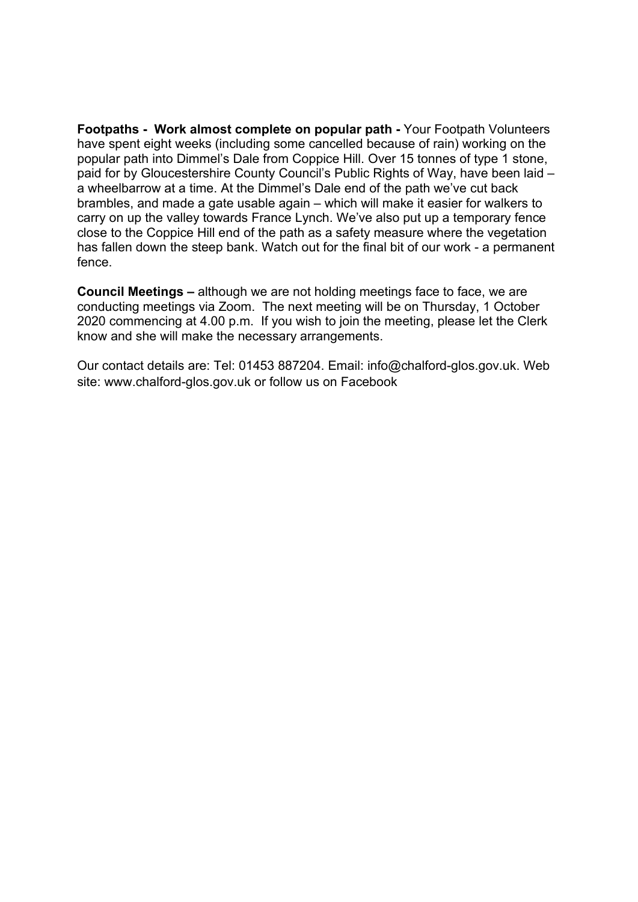**Footpaths - Work almost complete on popular path -** Your Footpath Volunteers have spent eight weeks (including some cancelled because of rain) working on the popular path into Dimmel's Dale from Coppice Hill. Over 15 tonnes of type 1 stone, paid for by Gloucestershire County Council's Public Rights of Way, have been laid – a wheelbarrow at a time. At the Dimmel's Dale end of the path we've cut back brambles, and made a gate usable again – which will make it easier for walkers to carry on up the valley towards France Lynch. We've also put up a temporary fence close to the Coppice Hill end of the path as a safety measure where the vegetation has fallen down the steep bank. Watch out for the final bit of our work - a permanent fence.

**Council Meetings –** although we are not holding meetings face to face, we are conducting meetings via Zoom. The next meeting will be on Thursday, 1 October 2020 commencing at 4.00 p.m. If you wish to join the meeting, please let the Clerk know and she will make the necessary arrangements.

Our contact details are: Tel: 01453 887204. Email: info@chalford-glos.gov.uk. Web site: www.chalford-glos.gov.uk or follow us on Facebook